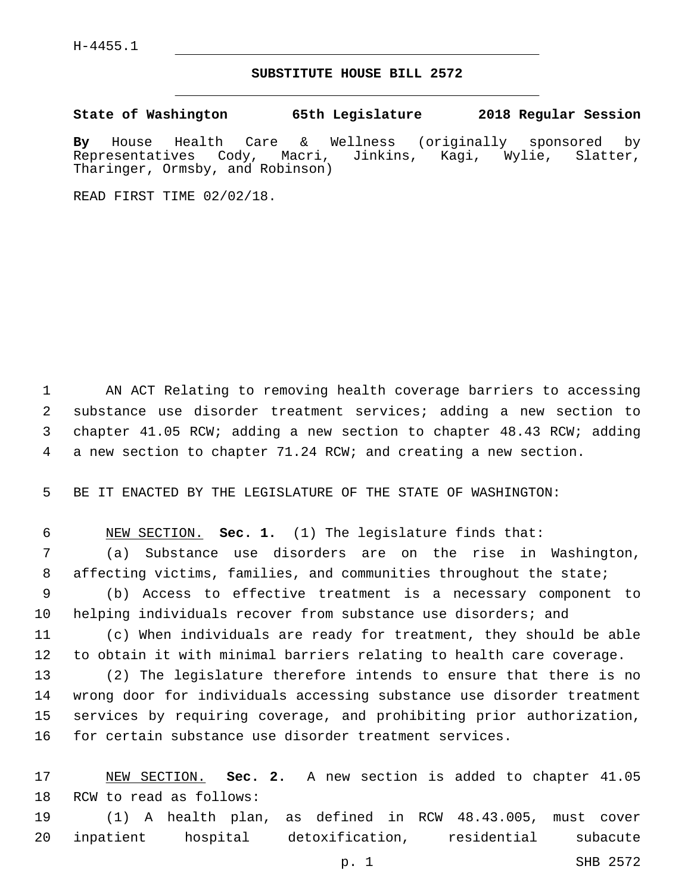H-4455.1

# SUBSTITUTE HOUSE BILL 2572

**State of Washington 65th Legislature 2018 Regular Session**

**By** House Health Care & Wellness (originally sponsored by Representatives Cody, Macri, Jinkins, Kagi, Wylie, Slatter, Tharinger, Ormsby, and Robinson)

READ FIRST TIME 02/02/18.

AN ACT Relating to removing health coverage barriers to accessing substance use disorder treatment services; adding a new section to chapter 41.05 RCW; adding a new section to chapter 48.43 RCW; adding a new section to chapter 71.24 RCW; and creating a new section.

BE IT ENACTED BY THE LEGISLATURE OF THE STATE OF WASHINGTON:

NEW SECTION. **Sec. 1.** (1) The legislature finds that:

(a) Substance use disorders are on the rise in Washington, affecting victims, families, and communities throughout the state;

(b) Access to effective treatment is a necessary component to helping individuals recover from substance use disorders; and

(c) When individuals are ready for treatment, they should be able to obtain it with minimal barriers relating to health care coverage.

(2) The legislature therefore intends to ensure that there is no wrong door for individuals accessing substance use disorder treatment services by requiring coverage, and prohibiting prior authorization, for certain substance use disorder treatment services.

NEW SECTION. **Sec. 2.** A new section is added to chapter 41.05 RCW to read as follows:

(1) A health plan, as defined in RCW 48.43.005, must cover inpatient hospital detoxification, residential subacute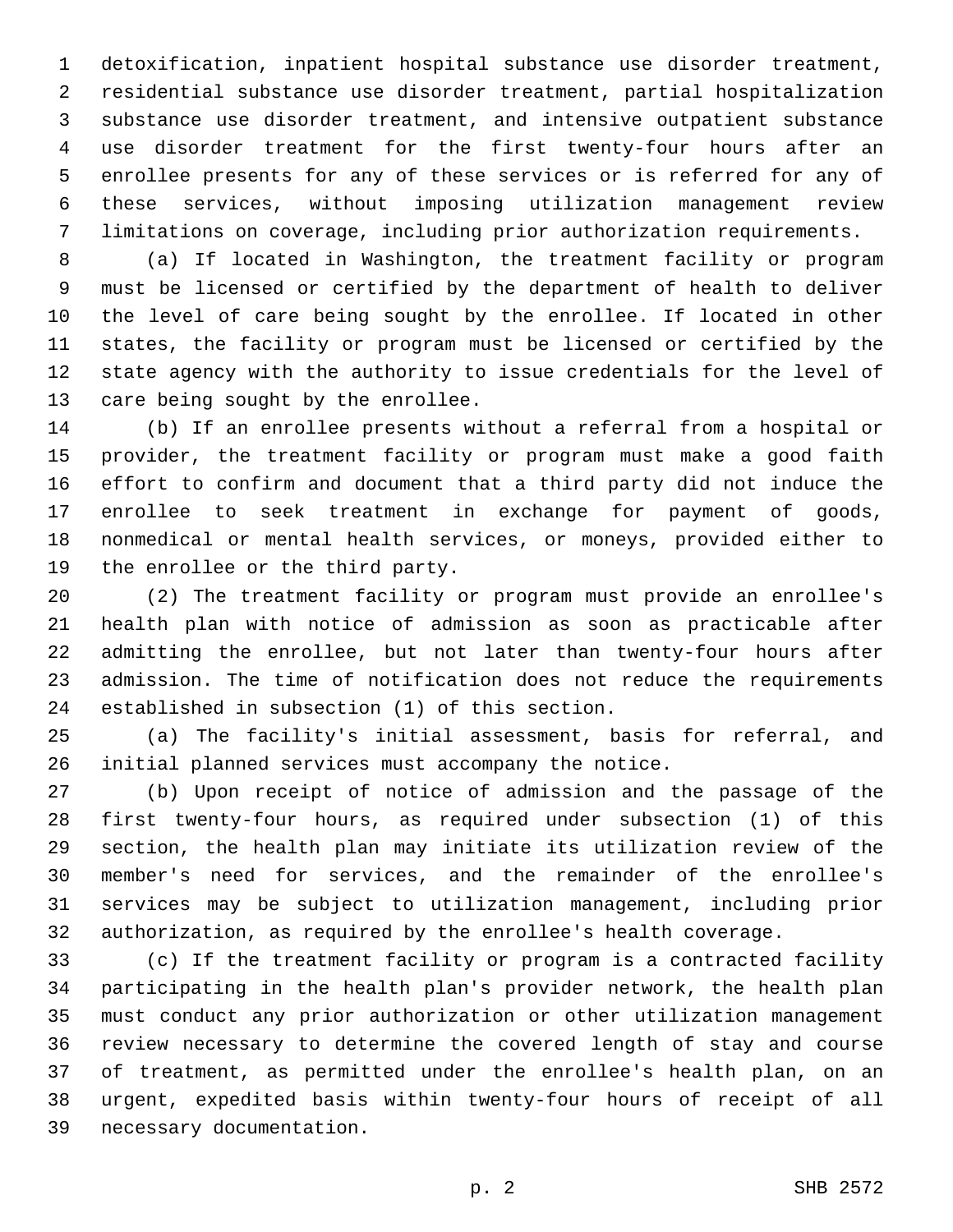detoxification, inpatient hospital substance use disorder treatment, residential substance use disorder treatment, partial hospitalization substance use disorder treatment, and intensive outpatient substance use disorder treatment for the first twenty-four hours after an enrollee presents for any of these services or is referred for any of these services, without imposing utilization management review limitations on coverage, including prior authorization requirements.

(a) If located in Washington, the treatment facility or program must be licensed or certified by the department of health to deliver the level of care being sought by the enrollee. If located in other states, the facility or program must be licensed or certified by the state agency with the authority to issue credentials for the level of care being sought by the enrollee.

(b) If an enrollee presents without a referral from a hospital or provider, the treatment facility or program must make a good faith effort to confirm and document that a third party did not induce the enrollee to seek treatment in exchange for payment of goods, nonmedical or mental health services, or moneys, provided either to the enrollee or the third party.

(2) The treatment facility or program must provide an enrollee's health plan with notice of admission as soon as practicable after admitting the enrollee, but not later than twenty-four hours after admission. The time of notification does not reduce the requirements established in subsection (1) of this section.

(a) The facility's initial assessment, basis for referral, and initial planned services must accompany the notice.

(b) Upon receipt of notice of admission and the passage of the first twenty-four hours, as required under subsection (1) of this section, the health plan may initiate its utilization review of the member's need for services, and the remainder of the enrollee's services may be subject to utilization management, including prior authorization, as required by the enrollee's health coverage.

(c) If the treatment facility or program is a contracted facility participating in the health plan's provider network, the health plan must conduct any prior authorization or other utilization management review necessary to determine the covered length of stay and course of treatment, as permitted under the enrollee's health plan, on an urgent, expedited basis within twenty-four hours of receipt of all necessary documentation.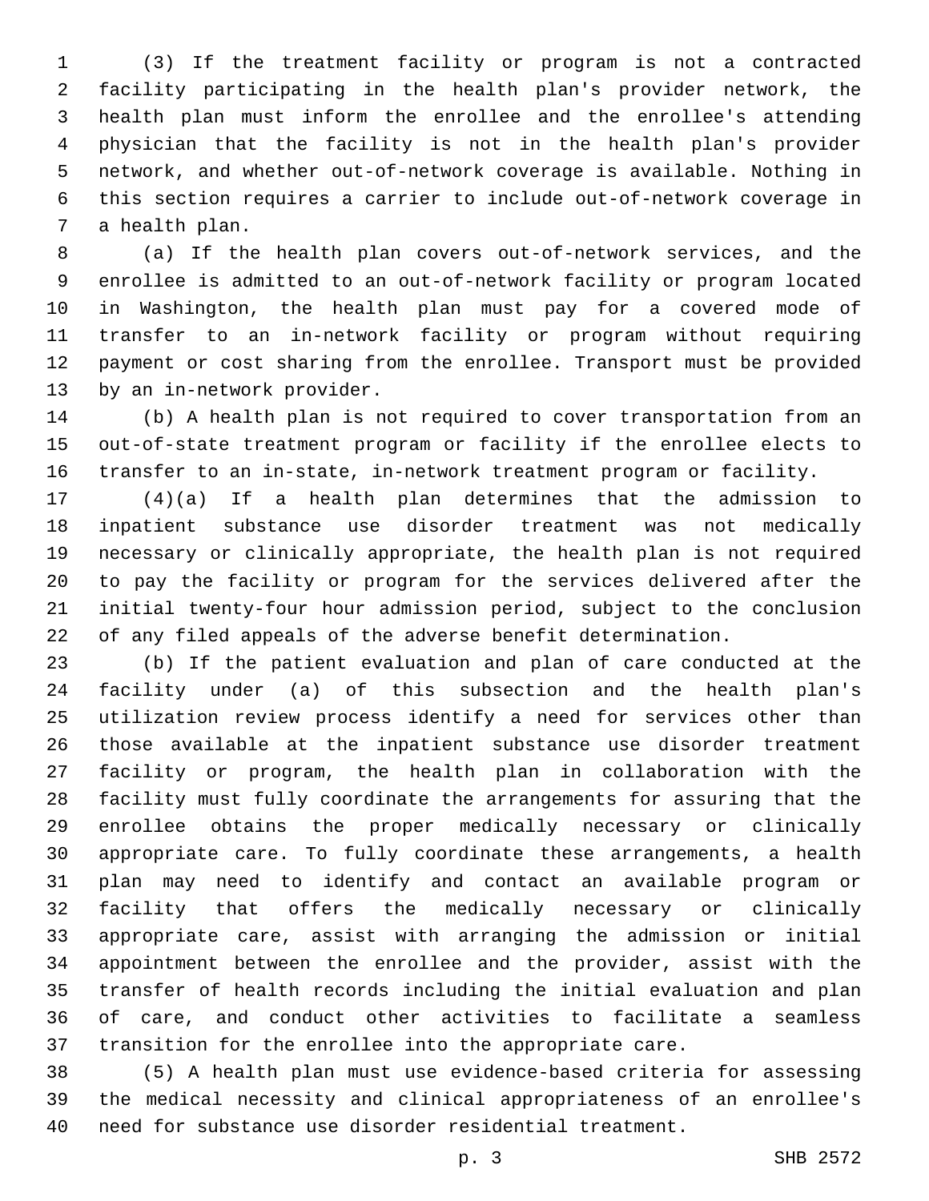(3) If the treatment facility or program is not a contracted facility participating in the health plan's provider network, the health plan must inform the enrollee and the enrollee's attending physician that the facility is not in the health plan's provider network, and whether out-of-network coverage is available. Nothing in this section requires a carrier to include out-of-network coverage in a health plan.

(a) If the health plan covers out-of-network services, and the enrollee is admitted to an out-of-network facility or program located in Washington, the health plan must pay for a covered mode of transfer to an in-network facility or program without requiring payment or cost sharing from the enrollee. Transport must be provided by an in-network provider.

(b) A health plan is not required to cover transportation from an out-of-state treatment program or facility if the enrollee elects to transfer to an in-state, in-network treatment program or facility.

(4)(a) If a health plan determines that the admission to inpatient substance use disorder treatment was not medically necessary or clinically appropriate, the health plan is not required to pay the facility or program for the services delivered after the initial twenty-four hour admission period, subject to the conclusion of any filed appeals of the adverse benefit determination.

(b) If the patient evaluation and plan of care conducted at the facility under (a) of this subsection and the health plan's utilization review process identify a need for services other than those available at the inpatient substance use disorder treatment facility or program, the health plan in collaboration with the facility must fully coordinate the arrangements for assuring that the enrollee obtains the proper medically necessary or clinically appropriate care. To fully coordinate these arrangements, a health plan may need to identify and contact an available program or facility that offers the medically necessary or clinically appropriate care, assist with arranging the admission or initial appointment between the enrollee and the provider, assist with the transfer of health records including the initial evaluation and plan of care, and conduct other activities to facilitate a seamless transition for the enrollee into the appropriate care.

(5) A health plan must use evidence-based criteria for assessing the medical necessity and clinical appropriateness of an enrollee's need for substance use disorder residential treatment.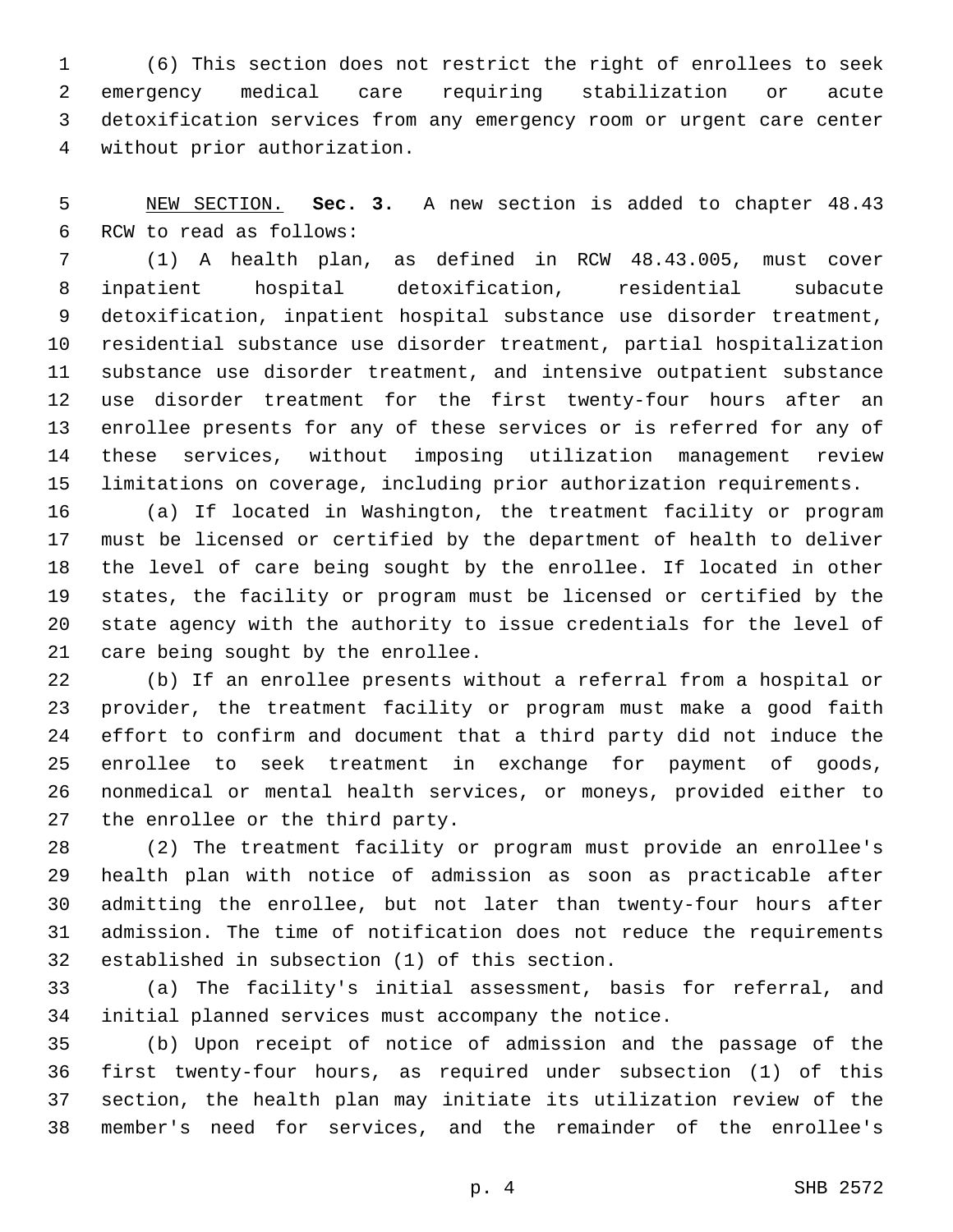(6) This section does not restrict the right of enrollees to seek emergency medical care requiring stabilization or acute detoxification services from any emergency room or urgent care center without prior authorization.

NEW SECTION. **Sec. 3.** A new section is added to chapter 48.43 RCW to read as follows:

(1) A health plan, as defined in RCW 48.43.005, must cover inpatient hospital detoxification, residential subacute detoxification, inpatient hospital substance use disorder treatment, residential substance use disorder treatment, partial hospitalization substance use disorder treatment, and intensive outpatient substance use disorder treatment for the first twenty-four hours after an enrollee presents for any of these services or is referred for any of these services, without imposing utilization management review limitations on coverage, including prior authorization requirements.

(a) If located in Washington, the treatment facility or program must be licensed or certified by the department of health to deliver the level of care being sought by the enrollee. If located in other states, the facility or program must be licensed or certified by the state agency with the authority to issue credentials for the level of care being sought by the enrollee.

(b) If an enrollee presents without a referral from a hospital or provider, the treatment facility or program must make a good faith effort to confirm and document that a third party did not induce the enrollee to seek treatment in exchange for payment of goods, nonmedical or mental health services, or moneys, provided either to the enrollee or the third party.

(2) The treatment facility or program must provide an enrollee's health plan with notice of admission as soon as practicable after admitting the enrollee, but not later than twenty-four hours after admission. The time of notification does not reduce the requirements established in subsection (1) of this section.

(a) The facility's initial assessment, basis for referral, and initial planned services must accompany the notice.

(b) Upon receipt of notice of admission and the passage of the first twenty-four hours, as required under subsection (1) of this section, the health plan may initiate its utilization review of the member's need for services, and the remainder of the enrollee's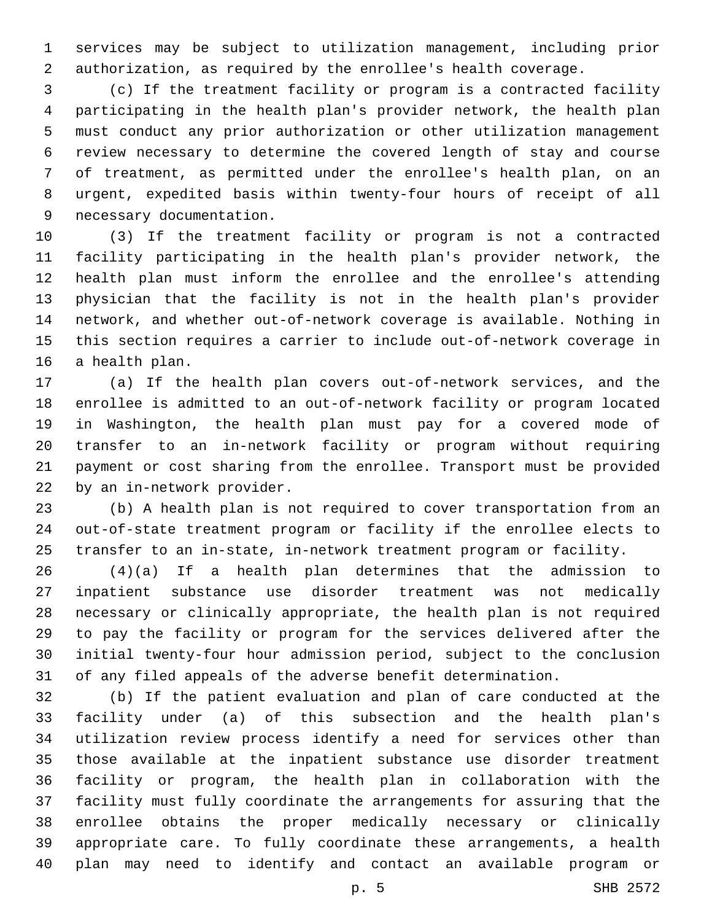services may be subject to utilization management, including prior authorization, as required by the enrollee's health coverage.

(c) If the treatment facility or program is a contracted facility participating in the health plan's provider network, the health plan must conduct any prior authorization or other utilization management review necessary to determine the covered length of stay and course of treatment, as permitted under the enrollee's health plan, on an urgent, expedited basis within twenty-four hours of receipt of all necessary documentation.

(3) If the treatment facility or program is not a contracted facility participating in the health plan's provider network, the health plan must inform the enrollee and the enrollee's attending physician that the facility is not in the health plan's provider network, and whether out-of-network coverage is available. Nothing in this section requires a carrier to include out-of-network coverage in a health plan.

(a) If the health plan covers out-of-network services, and the enrollee is admitted to an out-of-network facility or program located in Washington, the health plan must pay for a covered mode of transfer to an in-network facility or program without requiring payment or cost sharing from the enrollee. Transport must be provided by an in-network provider.

(b) A health plan is not required to cover transportation from an out-of-state treatment program or facility if the enrollee elects to transfer to an in-state, in-network treatment program or facility.

(4)(a) If a health plan determines that the admission to inpatient substance use disorder treatment was not medically necessary or clinically appropriate, the health plan is not required to pay the facility or program for the services delivered after the initial twenty-four hour admission period, subject to the conclusion of any filed appeals of the adverse benefit determination.

(b) If the patient evaluation and plan of care conducted at the facility under (a) of this subsection and the health plan's utilization review process identify a need for services other than those available at the inpatient substance use disorder treatment facility or program, the health plan in collaboration with the facility must fully coordinate the arrangements for assuring that the enrollee obtains the proper medically necessary or clinically appropriate care. To fully coordinate these arrangements, a health plan may need to identify and contact an available program or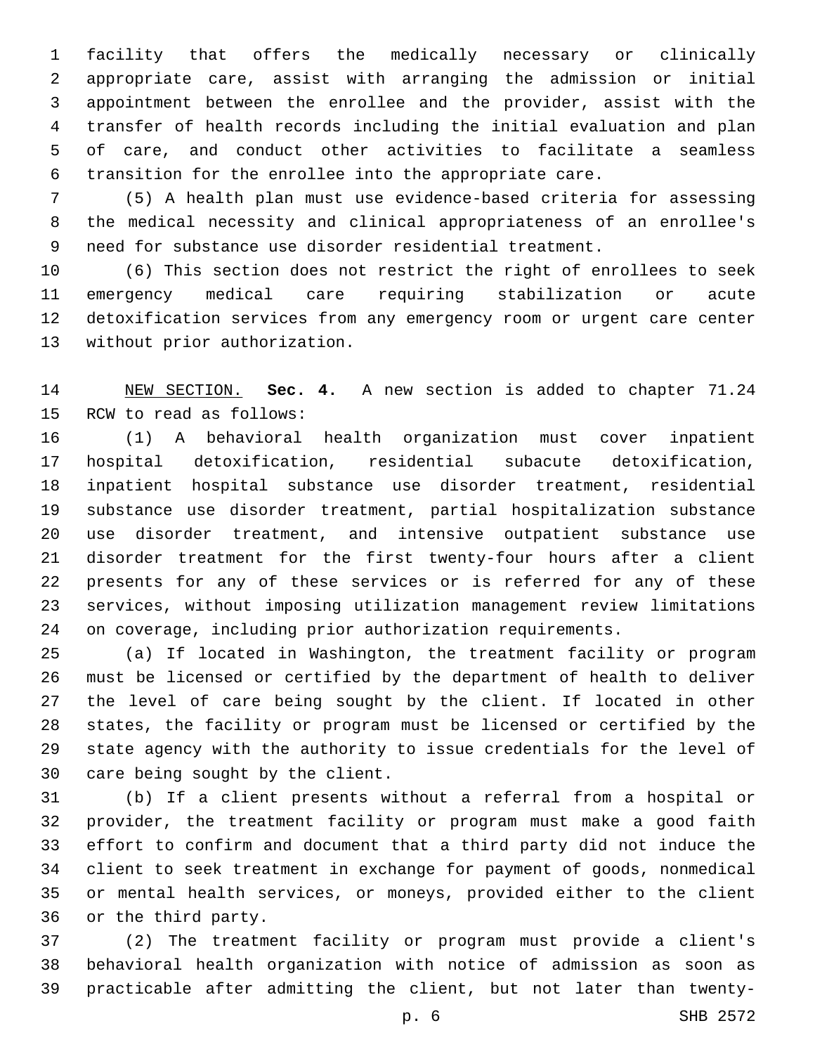facility that offers the medically necessary or clinically appropriate care, assist with arranging the admission or initial appointment between the enrollee and the provider, assist with the transfer of health records including the initial evaluation and plan of care, and conduct other activities to facilitate a seamless transition for the enrollee into the appropriate care.

(5) A health plan must use evidence-based criteria for assessing the medical necessity and clinical appropriateness of an enrollee's need for substance use disorder residential treatment.

(6) This section does not restrict the right of enrollees to seek emergency medical care requiring stabilization or acute detoxification services from any emergency room or urgent care center without prior authorization.

NEW SECTION. **Sec. 4.** A new section is added to chapter 71.24 RCW to read as follows:

(1) A behavioral health organization must cover inpatient hospital detoxification, residential subacute detoxification, inpatient hospital substance use disorder treatment, residential substance use disorder treatment, partial hospitalization substance use disorder treatment, and intensive outpatient substance use disorder treatment for the first twenty-four hours after a client presents for any of these services or is referred for any of these services, without imposing utilization management review limitations on coverage, including prior authorization requirements.

(a) If located in Washington, the treatment facility or program must be licensed or certified by the department of health to deliver the level of care being sought by the client. If located in other states, the facility or program must be licensed or certified by the state agency with the authority to issue credentials for the level of care being sought by the client.

(b) If a client presents without a referral from a hospital or provider, the treatment facility or program must make a good faith effort to confirm and document that a third party did not induce the client to seek treatment in exchange for payment of goods, nonmedical or mental health services, or moneys, provided either to the client or the third party.

(2) The treatment facility or program must provide a client's behavioral health organization with notice of admission as soon as practicable after admitting the client, but not later than twenty-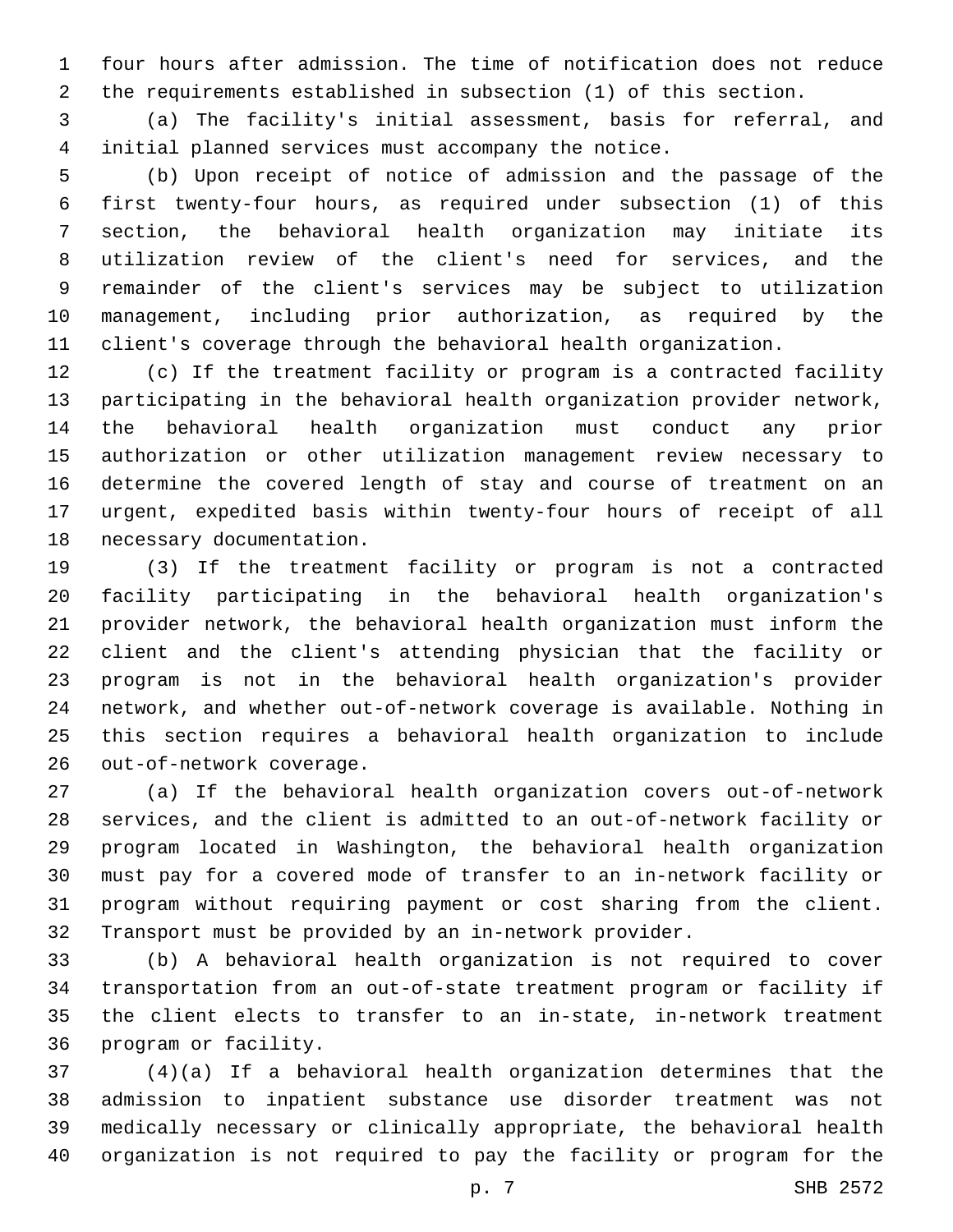four hours after admission. The time of notification does not reduce the requirements established in subsection (1) of this section.

(a) The facility's initial assessment, basis for referral, and initial planned services must accompany the notice.

(b) Upon receipt of notice of admission and the passage of the first twenty-four hours, as required under subsection (1) of this section, the behavioral health organization may initiate its utilization review of the client's need for services, and the remainder of the client's services may be subject to utilization management, including prior authorization, as required by the client's coverage through the behavioral health organization.

(c) If the treatment facility or program is a contracted facility participating in the behavioral health organization provider network, the behavioral health organization must conduct any prior authorization or other utilization management review necessary to determine the covered length of stay and course of treatment on an urgent, expedited basis within twenty-four hours of receipt of all necessary documentation.

(3) If the treatment facility or program is not a contracted facility participating in the behavioral health organization's provider network, the behavioral health organization must inform the client and the client's attending physician that the facility or program is not in the behavioral health organization's provider network, and whether out-of-network coverage is available. Nothing in this section requires a behavioral health organization to include out-of-network coverage.

(a) If the behavioral health organization covers out-of-network services, and the client is admitted to an out-of-network facility or program located in Washington, the behavioral health organization must pay for a covered mode of transfer to an in-network facility or program without requiring payment or cost sharing from the client. Transport must be provided by an in-network provider.

(b) A behavioral health organization is not required to cover transportation from an out-of-state treatment program or facility if the client elects to transfer to an in-state, in-network treatment program or facility.

(4)(a) If a behavioral health organization determines that the admission to inpatient substance use disorder treatment was not medically necessary or clinically appropriate, the behavioral health organization is not required to pay the facility or program for the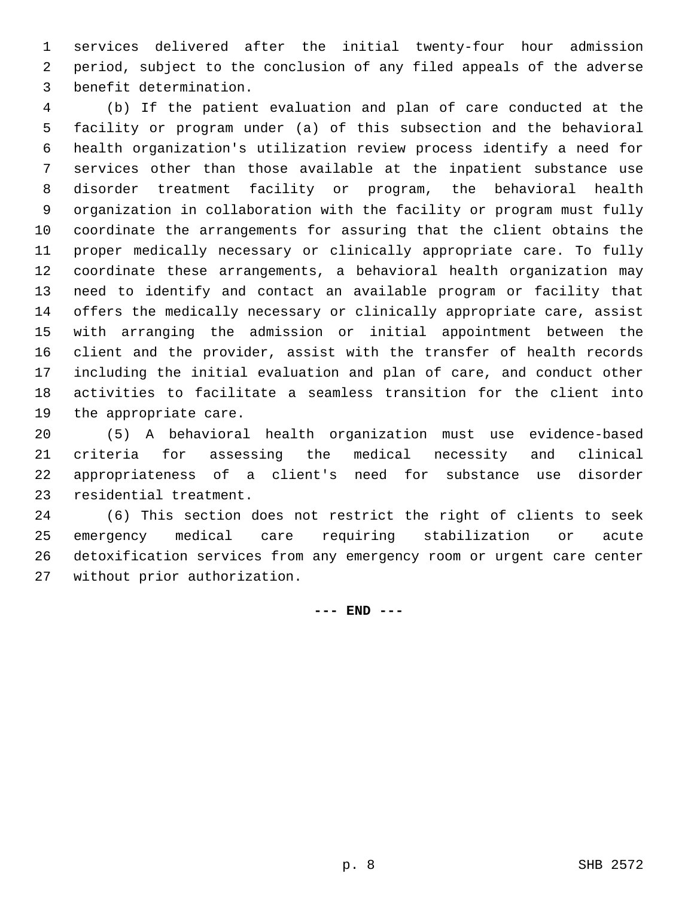services delivered after the initial twenty-four hour admission period, subject to the conclusion of any filed appeals of the adverse benefit determination.

(b) If the patient evaluation and plan of care conducted at the facility or program under (a) of this subsection and the behavioral health organization's utilization review process identify a need for services other than those available at the inpatient substance use disorder treatment facility or program, the behavioral health organization in collaboration with the facility or program must fully coordinate the arrangements for assuring that the client obtains the proper medically necessary or clinically appropriate care. To fully coordinate these arrangements, a behavioral health organization may need to identify and contact an available program or facility that offers the medically necessary or clinically appropriate care, assist with arranging the admission or initial appointment between the client and the provider, assist with the transfer of health records including the initial evaluation and plan of care, and conduct other activities to facilitate a seamless transition for the client into the appropriate care.

(5) A behavioral health organization must use evidence-based criteria for assessing the medical necessity and clinical appropriateness of a client's need for substance use disorder residential treatment.

(6) This section does not restrict the right of clients to seek emergency medical care requiring stabilization or acute detoxification services from any emergency room or urgent care center without prior authorization.

**--- END ---**